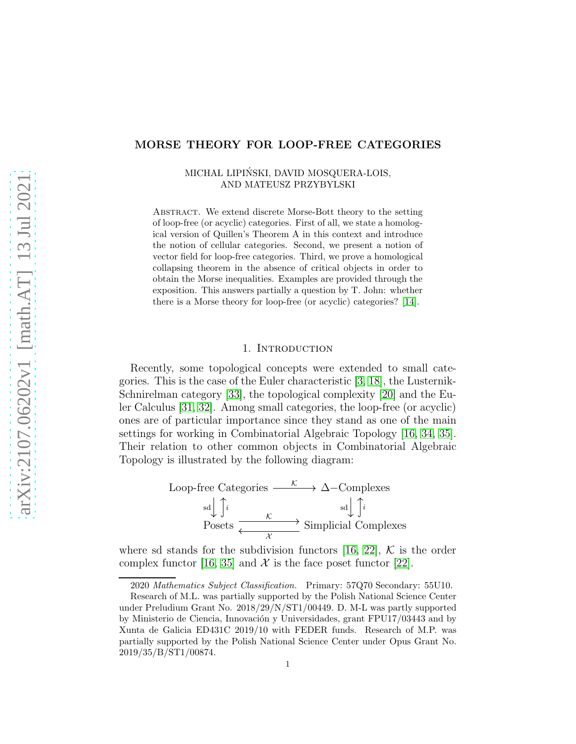# MORSE THEORY FOR LOOP-FREE CATEGORIES

MICHAŁ LIPIŃSKI, DAVID MOSQUERA-LOIS,
AND MATEUSZ PRZYBYLSKI

Abstract. We extend discrete Morse-Bott theory to the setting of loop-free (or acyclic) categories. First of all, we state a homological version of Quillen's Theorem A in this context and introduce the notion of cellular categories. Second, we present a notion of vector field for loop-free categories. Third, we prove a homological collapsing theorem in the absence of critical objects in order to obtain the Morse inequalities. Examples are provided through the exposition. This answers partially a question by T. John: whether there is a Morse theory for loop-free (or acyclic) categories? [14].

## 1. Introduction

Recently, some topological concepts were extended to small categories. This is the case of the Euler characteristic [3, 18], the Lusternik-Schnirelman category [33], the topological complexity [20] and the Euler Calculus [31, 32]. Among small categories, the loop-free (or acyclic) ones are of particular importance since they stand as one of the main settings for working in Combinatorial Algebraic Topology [16, 34, 35]. Their relation to other common objects in Combinatorial Algebraic Topology is illustrated by the following diagram:

$$\begin{array}{ccc} \text{Loop-free Categories} & \xrightarrow{\mathcal{K}} & \Delta\text{-Complexes} \\ {\scriptstyle \text{sd}}\downarrow \uparrow{\scriptstyle i} & & {\scriptstyle \text{sd}}\downarrow \uparrow{\scriptstyle i} \\ \text{Posets} & \underset{\mathcal{X}}{\overset{\mathcal{K}}{\rightleftarrows}} & \text{Simplicial Complexes} \end{array}$$

where sd stands for the subdivision functors [16, 22], $\mathcal{K}$ is the order complex functor [16, 35] and $\mathcal{X}$ is the face poset functor [22].

2020 *Mathematics Subject Classification.* Primary: 57Q70 Secondary: 55U10.

Research of M.L. was partially supported by the Polish National Science Center under Preludium Grant No. 2018/29/N/ST1/00449. D. M-L was partly supported by Ministerio de Ciencia, Innovación y Universidades, grant FPU17/03443 and by Xunta de Galicia ED431C 2019/10 with FEDER funds. Research of M.P. was partially supported by the Polish National Science Center under Opus Grant No. 2019/35/B/ST1/00874.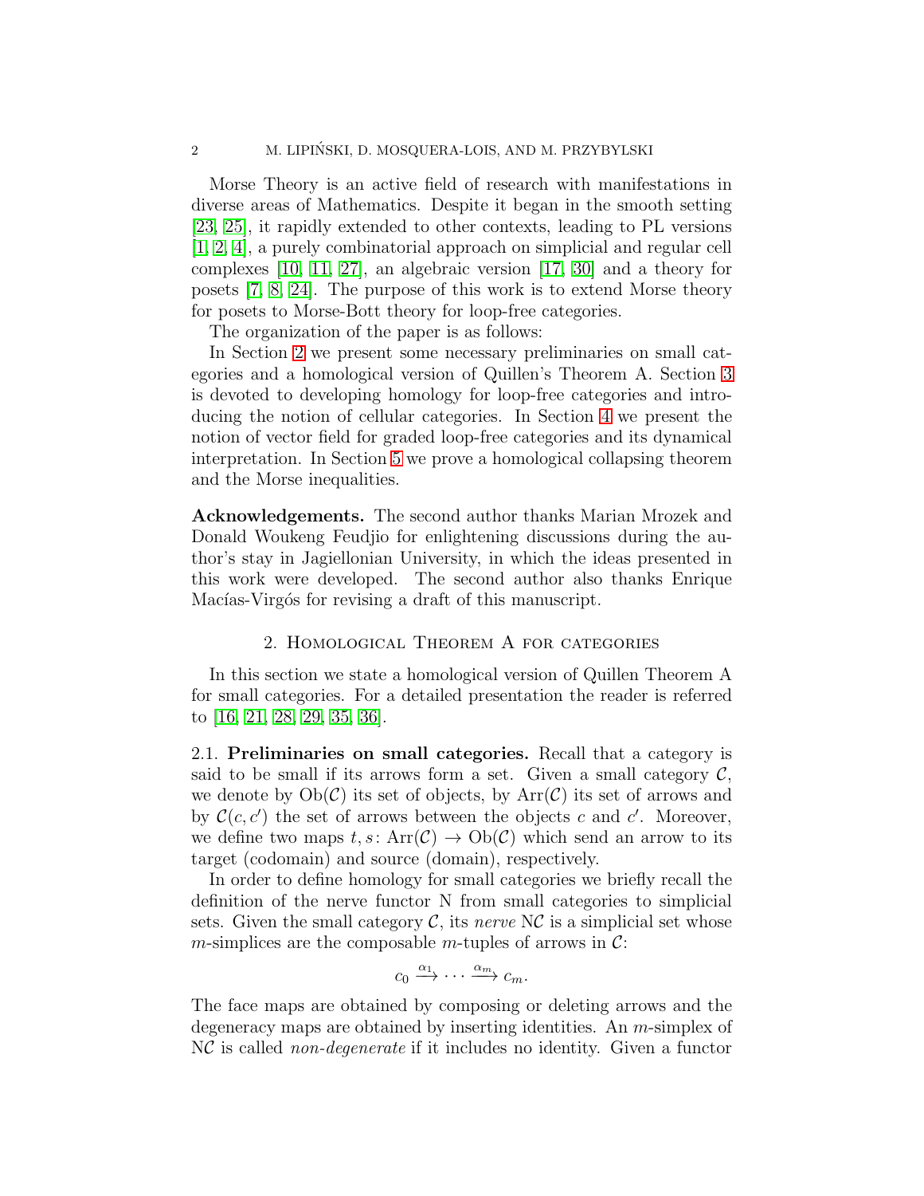Morse Theory is an active field of research with manifestations in diverse areas of Mathematics. Despite it began in the smooth setting [23, 25], it rapidly extended to other contexts, leading to PL versions [1, 2, 4], a purely combinatorial approach on simplicial and regular cell complexes [10, 11, 27], an algebraic version [17, 30] and a theory for posets [7, 8, 24]. The purpose of this work is to extend Morse theory for posets to Morse-Bott theory for loop-free categories.

The organization of the paper is as follows:

In Section 2 we present some necessary preliminaries on small categories and a homological version of Quillen's Theorem A. Section 3 is devoted to developing homology for loop-free categories and introducing the notion of cellular categories. In Section 4 we present the notion of vector field for graded loop-free categories and its dynamical interpretation. In Section 5 we prove a homological collapsing theorem and the Morse inequalities.

**Acknowledgements.** The second author thanks Marian Mrozek and Donald Woukeng Feudjio for enlightening discussions during the author's stay in Jagiellonian University, in which the ideas presented in this work were developed. The second author also thanks Enrique Macías-Virgós for revising a draft of this manuscript.

## 2. Homological Theorem A for categories

In this section we state a homological version of Quillen Theorem A for small categories. For a detailed presentation the reader is referred to [16, 21, 28, 29, 35, 36].

2.1. **Preliminaries on small categories.** Recall that a category is said to be small if its arrows form a set. Given a small category $\mathcal{C}$, we denote by $\mathrm{Ob}(\mathcal{C})$ its set of objects, by $\mathrm{Arr}(\mathcal{C})$ its set of arrows and by $\mathcal{C}(c, c')$ the set of arrows between the objects $c$ and $c'$. Moreover, we define two maps $t, s\colon \mathrm{Arr}(\mathcal{C}) \to \mathrm{Ob}(\mathcal{C})$ which send an arrow to its target (codomain) and source (domain), respectively.

In order to define homology for small categories we briefly recall the definition of the nerve functor N from small categories to simplicial sets. Given the small category $\mathcal{C}$, its *nerve* $\mathrm{N}\mathcal{C}$ is a simplicial set whose $m$-simplices are the composable $m$-tuples of arrows in $\mathcal{C}$:

$$c_0 \xrightarrow{\alpha_1} \cdots \xrightarrow{\alpha_m} c_m.$$

The face maps are obtained by composing or deleting arrows and the degeneracy maps are obtained by inserting identities. An $m$-simplex of $\mathrm{N}\mathcal{C}$ is called *non-degenerate* if it includes no identity. Given a functor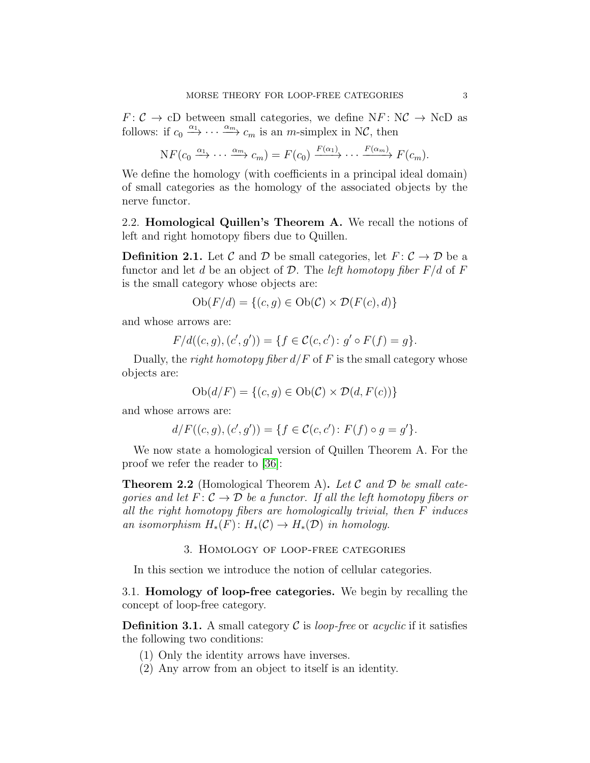$F\colon \mathcal{C} \to \mathrm{cD}$ between small categories, we define $\mathrm{N}F\colon \mathrm{N}\mathcal{C} \to \mathrm{NcD}$ as follows: if $c_0 \xrightarrow{\alpha_1} \cdots \xrightarrow{\alpha_m} c_m$ is an $m$-simplex in $\mathrm{N}\mathcal{C}$, then

$$\mathrm{N}F(c_0 \xrightarrow{\alpha_1} \cdots \xrightarrow{\alpha_m} c_m) = F(c_0) \xrightarrow{F(\alpha_1)} \cdots \xrightarrow{F(\alpha_m)} F(c_m).$$

We define the homology (with coefficients in a principal ideal domain) of small categories as the homology of the associated objects by the nerve functor.

### 2.2. Homological Quillen's Theorem A.

We recall the notions of left and right homotopy fibers due to Quillen.

**Definition 2.1.** Let $\mathcal{C}$ and $\mathcal{D}$ be small categories, let $F\colon \mathcal{C} \to \mathcal{D}$ be a functor and let $d$ be an object of $\mathcal{D}$. The *left homotopy fiber* $F/d$ of $F$ is the small category whose objects are:

$$\mathrm{Ob}(F/d) = \{(c, g) \in \mathrm{Ob}(\mathcal{C}) \times \mathcal{D}(F(c), d)\}$$

and whose arrows are:

$$F/d((c, g), (c', g')) = \{f \in \mathcal{C}(c, c')\colon g' \circ F(f) = g\}.$$

Dually, the *right homotopy fiber* $d/F$ of $F$ is the small category whose objects are:

$$\mathrm{Ob}(d/F) = \{(c, g) \in \mathrm{Ob}(\mathcal{C}) \times \mathcal{D}(d, F(c))\}$$

and whose arrows are:

$$d/F((c, g), (c', g')) = \{f \in \mathcal{C}(c, c')\colon F(f) \circ g = g'\}.$$

We now state a homological version of Quillen Theorem A. For the proof we refer the reader to [36]:

**Theorem 2.2** (Homological Theorem A)**.** *Let $\mathcal{C}$ and $\mathcal{D}$ be small categories and let $F\colon \mathcal{C} \to \mathcal{D}$ be a functor. If all the left homotopy fibers or all the right homotopy fibers are homologically trivial, then $F$ induces an isomorphism $H_*(F)\colon H_*(\mathcal{C}) \to H_*(\mathcal{D})$ in homology.*

## 3. Homology of loop-free categories

In this section we introduce the notion of cellular categories.

### 3.1. Homology of loop-free categories.

We begin by recalling the concept of loop-free category.

**Definition 3.1.** A small category $\mathcal{C}$ is *loop-free* or *acyclic* if it satisfies the following two conditions:

1. Only the identity arrows have inverses.
2. Any arrow from an object to itself is an identity.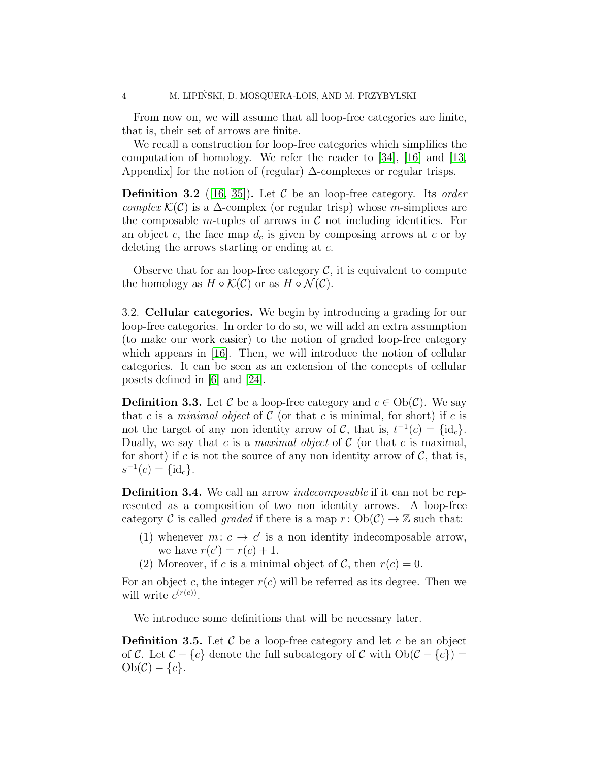From now on, we will assume that all loop-free categories are finite, that is, their set of arrows are finite.

We recall a construction for loop-free categories which simplifies the computation of homology. We refer the reader to [34], [16] and [13, Appendix] for the notion of (regular) $\Delta$-complexes or regular trisps.

**Definition 3.2** ([16, 35])**.** Let $\mathcal{C}$ be an loop-free category. Its *order complex* $\mathcal{K}(\mathcal{C})$ is a $\Delta$-complex (or regular trisp) whose $m$-simplices are the composable $m$-tuples of arrows in $\mathcal{C}$ not including identities. For an object $c$, the face map $d_c$ is given by composing arrows at $c$ or by deleting the arrows starting or ending at $c$.

Observe that for an loop-free category $\mathcal{C}$, it is equivalent to compute the homology as $H \circ \mathcal{K}(\mathcal{C})$ or as $H \circ \mathcal{N}(\mathcal{C})$.

3.2. **Cellular categories.** We begin by introducing a grading for our loop-free categories. In order to do so, we will add an extra assumption (to make our work easier) to the notion of graded loop-free category which appears in [16]. Then, we will introduce the notion of cellular categories. It can be seen as an extension of the concepts of cellular posets defined in [6] and [24].

**Definition 3.3.** Let $\mathcal{C}$ be a loop-free category and $c \in \mathrm{Ob}(\mathcal{C})$. We say that $c$ is a *minimal object* of $\mathcal{C}$ (or that $c$ is minimal, for short) if $c$ is not the target of any non identity arrow of $\mathcal{C}$, that is, $t^{-1}(c) = \{\mathrm{id}_c\}$. Dually, we say that $c$ is a *maximal object* of $\mathcal{C}$ (or that $c$ is maximal, for short) if $c$ is not the source of any non identity arrow of $\mathcal{C}$, that is, $s^{-1}(c) = \{\mathrm{id}_c\}$.

**Definition 3.4.** We call an arrow *indecomposable* if it can not be represented as a composition of two non identity arrows. A loop-free category $\mathcal{C}$ is called *graded* if there is a map $r\colon \mathrm{Ob}(\mathcal{C}) \to \mathbb{Z}$ such that:

1. whenever $m\colon c \to c'$ is a non identity indecomposable arrow, we have $r(c') = r(c) + 1$.
2. Moreover, if $c$ is a minimal object of $\mathcal{C}$, then $r(c) = 0$.

For an object $c$, the integer $r(c)$ will be referred as its degree. Then we will write $c^{(r(c))}$.

We introduce some definitions that will be necessary later.

**Definition 3.5.** Let $\mathcal{C}$ be a loop-free category and let $c$ be an object of $\mathcal{C}$. Let $\mathcal{C} - \{c\}$ denote the full subcategory of $\mathcal{C}$ with $\mathrm{Ob}(\mathcal{C} - \{c\}) = \mathrm{Ob}(\mathcal{C}) - \{c\}$.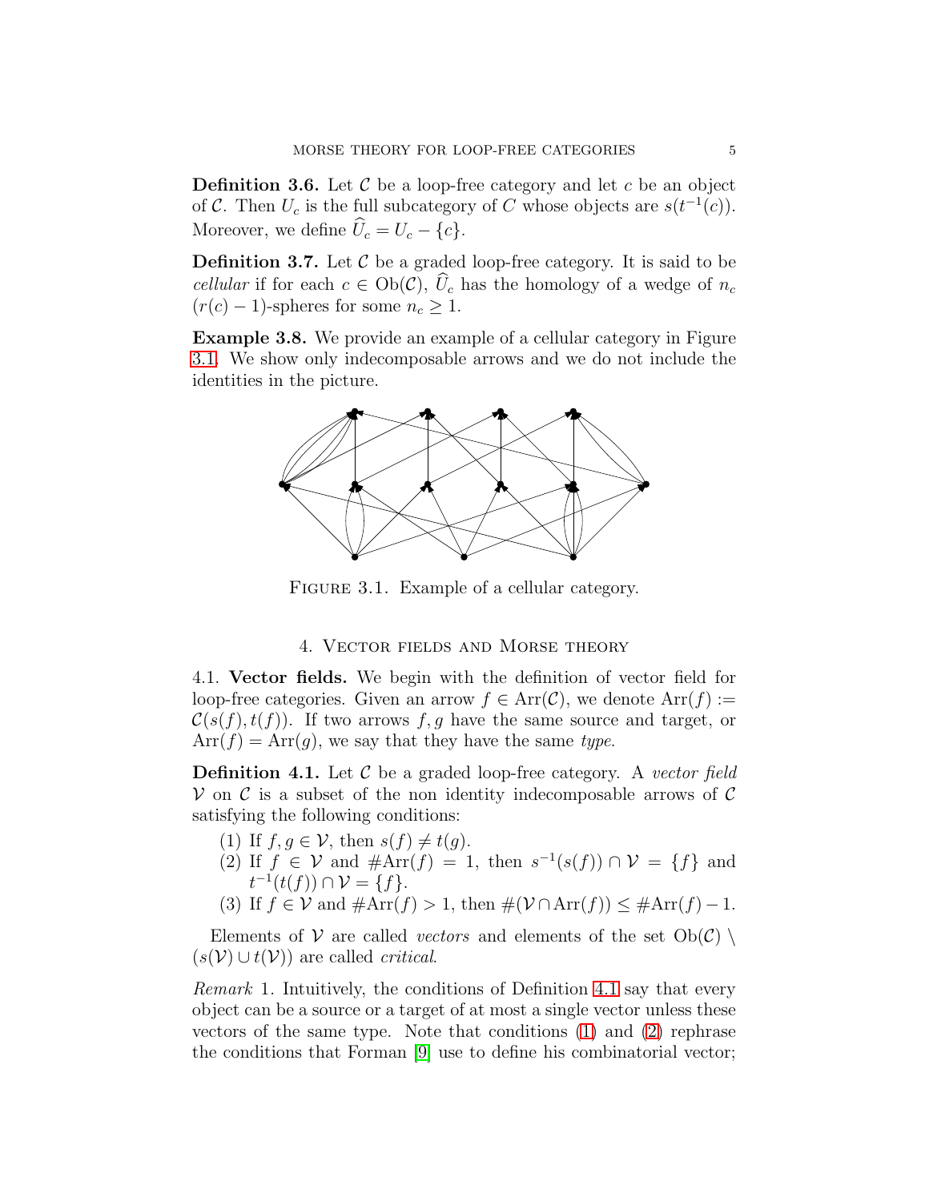**Definition 3.6.** Let $\mathcal{C}$ be a loop-free category and let $c$ be an object of $\mathcal{C}$. Then $U_c$ is the full subcategory of $C$ whose objects are $s(t^{-1}(c))$. Moreover, we define $\widehat{U}_c = U_c - \{c\}$.

**Definition 3.7.** Let $\mathcal{C}$ be a graded loop-free category. It is said to be *cellular* if for each $c \in \mathrm{Ob}(\mathcal{C})$, $\widehat{U}_c$ has the homology of a wedge of $n_c$ $(r(c)-1)$-spheres for some $n_c \geq 1$.

**Example 3.8.** We provide an example of a cellular category in Figure 3.1. We show only indecomposable arrows and we do not include the identities in the picture.

Figure 3.1. Example of a cellular category.

## 4. Vector fields and Morse theory

4.1. **Vector fields.** We begin with the definition of vector field for loop-free categories. Given an arrow $f \in \mathrm{Arr}(\mathcal{C})$, we denote $\mathrm{Arr}(f) := \mathcal{C}(s(f), t(f))$. If two arrows $f, g$ have the same source and target, or $\mathrm{Arr}(f) = \mathrm{Arr}(g)$, we say that they have the same *type*.

**Definition 4.1.** Let $\mathcal{C}$ be a graded loop-free category. A *vector field* $\mathcal{V}$ on $\mathcal{C}$ is a subset of the non identity indecomposable arrows of $\mathcal{C}$ satisfying the following conditions:

1) If $f, g \in \mathcal{V}$, then $s(f) \neq t(g)$.
2) If $f \in \mathcal{V}$ and $\#\mathrm{Arr}(f) = 1$, then $s^{-1}(s(f)) \cap \mathcal{V} = \{f\}$ and $t^{-1}(t(f)) \cap \mathcal{V} = \{f\}$.
3) If $f \in \mathcal{V}$ and $\#\mathrm{Arr}(f) > 1$, then $\#(\mathcal{V} \cap \mathrm{Arr}(f)) \leq \#\mathrm{Arr}(f) - 1$.

Elements of $\mathcal{V}$ are called *vectors* and elements of the set $\mathrm{Ob}(\mathcal{C}) \setminus (s(\mathcal{V}) \cup t(\mathcal{V}))$ are called *critical*.

*Remark* 1. Intuitively, the conditions of Definition 4.1 say that every object can be a source or a target of at most a single vector unless these vectors of the same type. Note that conditions (1) and (2) rephrase the conditions that Forman [9] use to define his combinatorial vector;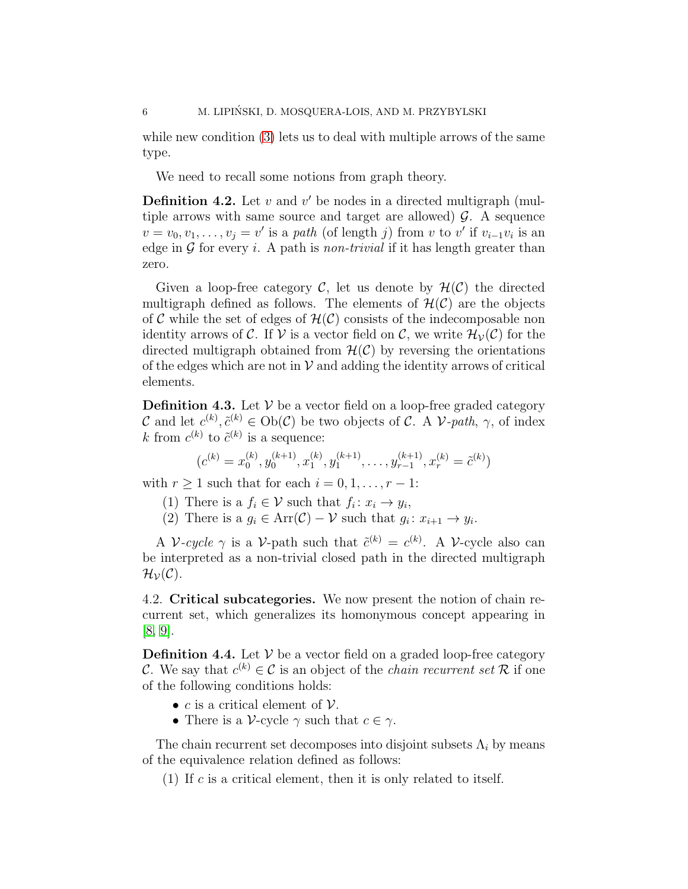while new condition (3) lets us to deal with multiple arrows of the same type.

We need to recall some notions from graph theory.

**Definition 4.2.** Let $v$ and $v'$ be nodes in a directed multigraph (multiple arrows with same source and target are allowed) $\mathcal{G}$. A sequence $v = v_0, v_1, \ldots, v_j = v'$ is a *path* (of length $j$) from $v$ to $v'$ if $v_{i-1}v_i$ is an edge in $\mathcal{G}$ for every $i$. A path is *non-trivial* if it has length greater than zero.

Given a loop-free category $\mathcal{C}$, let us denote by $\mathcal{H}(\mathcal{C})$ the directed multigraph defined as follows. The elements of $\mathcal{H}(\mathcal{C})$ are the objects of $\mathcal{C}$ while the set of edges of $\mathcal{H}(\mathcal{C})$ consists of the indecomposable non identity arrows of $\mathcal{C}$. If $\mathcal{V}$ is a vector field on $\mathcal{C}$, we write $\mathcal{H}_{\mathcal{V}}(\mathcal{C})$ for the directed multigraph obtained from $\mathcal{H}(\mathcal{C})$ by reversing the orientations of the edges which are not in $\mathcal{V}$ and adding the identity arrows of critical elements.

**Definition 4.3.** Let $\mathcal{V}$ be a vector field on a loop-free graded category $\mathcal{C}$ and let $c^{(k)}, \tilde{c}^{(k)} \in \mathrm{Ob}(\mathcal{C})$ be two objects of $\mathcal{C}$. A *$\mathcal{V}$-path*, $\gamma$, of index $k$ from $c^{(k)}$ to $\tilde{c}^{(k)}$ is a sequence:

$$(c^{(k)} = x_0^{(k)}, y_0^{(k+1)}, x_1^{(k)}, y_1^{(k+1)}, \ldots, y_{r-1}^{(k+1)}, x_r^{(k)} = \tilde{c}^{(k)})$$

with $r \geq 1$ such that for each $i = 0, 1, \ldots, r-1$:

(1) There is a $f_i \in \mathcal{V}$ such that $f_i \colon x_i \to y_i$,
(2) There is a $g_i \in \mathrm{Arr}(\mathcal{C}) - \mathcal{V}$ such that $g_i \colon x_{i+1} \to y_i$.

A *$\mathcal{V}$-cycle* $\gamma$ is a $\mathcal{V}$-path such that $\tilde{c}^{(k)} = c^{(k)}$. A $\mathcal{V}$-cycle also can be interpreted as a non-trivial closed path in the directed multigraph $\mathcal{H}_{\mathcal{V}}(\mathcal{C})$.

## 4.2. Critical subcategories.

We now present the notion of chain recurrent set, which generalizes its homonymous concept appearing in [8, 9].

**Definition 4.4.** Let $\mathcal{V}$ be a vector field on a graded loop-free category $\mathcal{C}$. We say that $c^{(k)} \in \mathcal{C}$ is an object of the *chain recurrent set* $\mathcal{R}$ if one of the following conditions holds:

- $c$ is a critical element of $\mathcal{V}$.
- There is a $\mathcal{V}$-cycle $\gamma$ such that $c \in \gamma$.

The chain recurrent set decomposes into disjoint subsets $\Lambda_i$ by means of the equivalence relation defined as follows:

(1) If $c$ is a critical element, then it is only related to itself.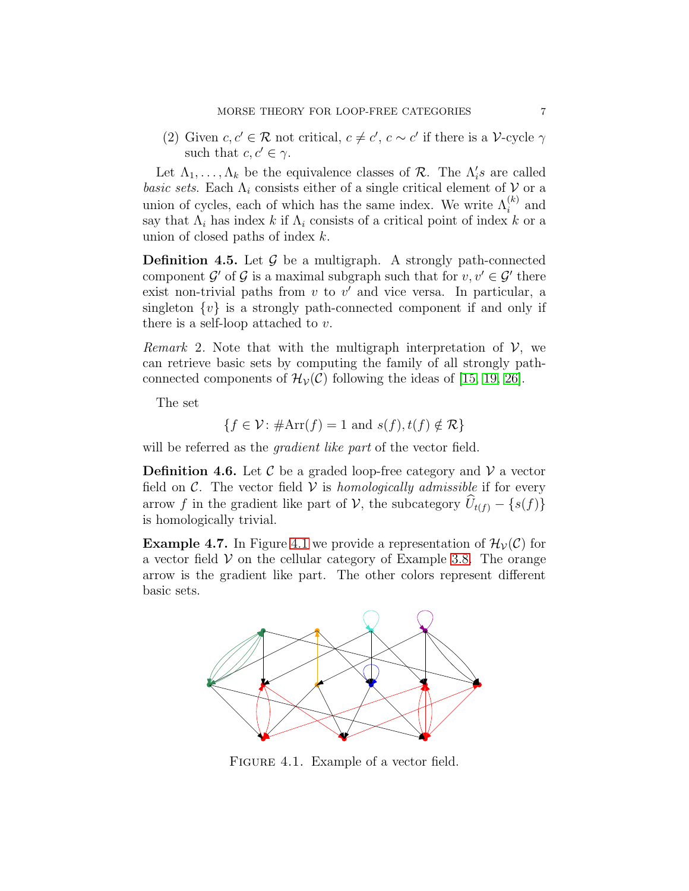(2) Given $c, c' \in \mathcal{R}$ not critical, $c \neq c'$, $c \sim c'$ if there is a $\mathcal{V}$-cycle $\gamma$ such that $c, c' \in \gamma$.

Let $\Lambda_1, \ldots, \Lambda_k$ be the equivalence classes of $\mathcal{R}$. The $\Lambda_i' s$ are called *basic sets*. Each $\Lambda_i$ consists either of a single critical element of $\mathcal{V}$ or a union of cycles, each of which has the same index. We write $\Lambda_i^{(k)}$ and say that $\Lambda_i$ has index $k$ if $\Lambda_i$ consists of a critical point of index $k$ or a union of closed paths of index $k$.

**Definition 4.5.** Let $\mathcal{G}$ be a multigraph. A strongly path-connected component $\mathcal{G}'$ of $\mathcal{G}$ is a maximal subgraph such that for $v, v' \in \mathcal{G}'$ there exist non-trivial paths from $v$ to $v'$ and vice versa. In particular, a singleton $\{v\}$ is a strongly path-connected component if and only if there is a self-loop attached to $v$.

*Remark* 2. Note that with the multigraph interpretation of $\mathcal{V}$, we can retrieve basic sets by computing the family of all strongly path-connected components of $\mathcal{H}_{\mathcal{V}}(\mathcal{C})$ following the ideas of [15, 19, 26].

The set

$$\{f \in \mathcal{V} \colon \#\mathrm{Arr}(f) = 1 \text{ and } s(f), t(f) \notin \mathcal{R}\}$$

will be referred as the *gradient like part* of the vector field.

**Definition 4.6.** Let $\mathcal{C}$ be a graded loop-free category and $\mathcal{V}$ a vector field on $\mathcal{C}$. The vector field $\mathcal{V}$ is *homologically admissible* if for every arrow $f$ in the gradient like part of $\mathcal{V}$, the subcategory $\widehat{U}_{t(f)} - \{s(f)\}$ is homologically trivial.

**Example 4.7.** In Figure 4.1 we provide a representation of $\mathcal{H}_{\mathcal{V}}(\mathcal{C})$ for a vector field $\mathcal{V}$ on the cellular category of Example 3.8. The orange arrow is the gradient like part. The other colors represent different basic sets.

Figure 4.1. Example of a vector field.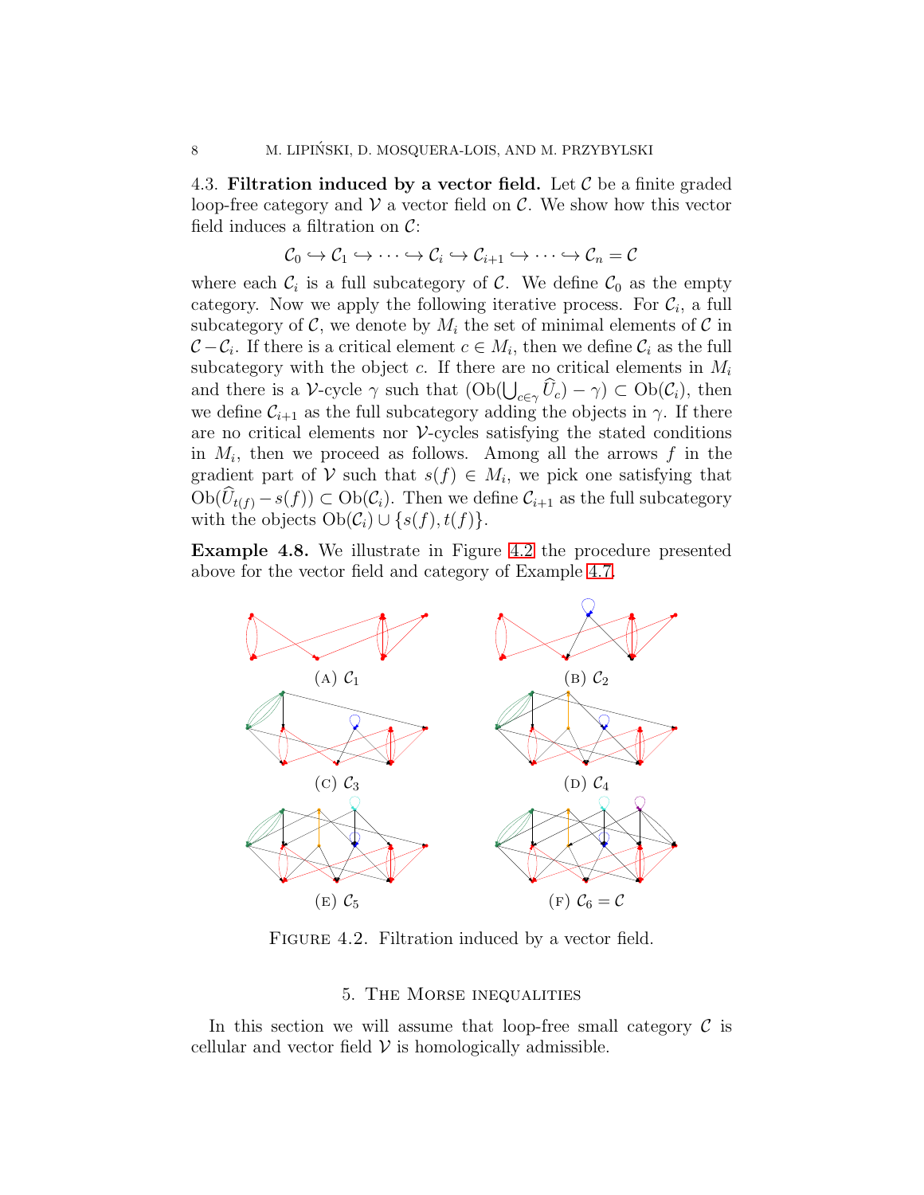4.3. **Filtration induced by a vector field.** Let $\mathcal{C}$ be a finite graded loop-free category and $\mathcal{V}$ a vector field on $\mathcal{C}$. We show how this vector field induces a filtration on $\mathcal{C}$:

$$\mathcal{C}_0 \hookrightarrow \mathcal{C}_1 \hookrightarrow \cdots \hookrightarrow \mathcal{C}_i \hookrightarrow \mathcal{C}_{i+1} \hookrightarrow \cdots \hookrightarrow \mathcal{C}_n = \mathcal{C}$$

where each $\mathcal{C}_i$ is a full subcategory of $\mathcal{C}$. We define $\mathcal{C}_0$ as the empty category. Now we apply the following iterative process. For $\mathcal{C}_i$, a full subcategory of $\mathcal{C}$, we denote by $M_i$ the set of minimal elements of $\mathcal{C}$ in $\mathcal{C} - \mathcal{C}_i$. If there is a critical element $c \in M_i$, then we define $\mathcal{C}_i$ as the full subcategory with the object $c$. If there are no critical elements in $M_i$ and there is a $\mathcal{V}$-cycle $\gamma$ such that $(\mathrm{Ob}(\bigcup_{c\in\gamma} \widehat{U}_c) - \gamma) \subset \mathrm{Ob}(\mathcal{C}_i)$, then we define $\mathcal{C}_{i+1}$ as the full subcategory adding the objects in $\gamma$. If there are no critical elements nor $\mathcal{V}$-cycles satisfying the stated conditions in $M_i$, then we proceed as follows. Among all the arrows $f$ in the gradient part of $\mathcal{V}$ such that $s(f) \in M_i$, we pick one satisfying that $\mathrm{Ob}(\widehat{U}_{t(f)} - s(f)) \subset \mathrm{Ob}(\mathcal{C}_i)$. Then we define $\mathcal{C}_{i+1}$ as the full subcategory with the objects $\mathrm{Ob}(\mathcal{C}_i) \cup \{s(f), t(f)\}$.

**Example 4.8.** We illustrate in Figure 4.2 the procedure presented above for the vector field and category of Example 4.7.

(A) $\mathcal{C}_1$ (B) $\mathcal{C}_2$

(C) $\mathcal{C}_3$ (D) $\mathcal{C}_4$

(E) $\mathcal{C}_5$ (F) $\mathcal{C}_6 = \mathcal{C}$

Figure 4.2. Filtration induced by a vector field.

## 5. The Morse inequalities

In this section we will assume that loop-free small category $\mathcal{C}$ is cellular and vector field $\mathcal{V}$ is homologically admissible.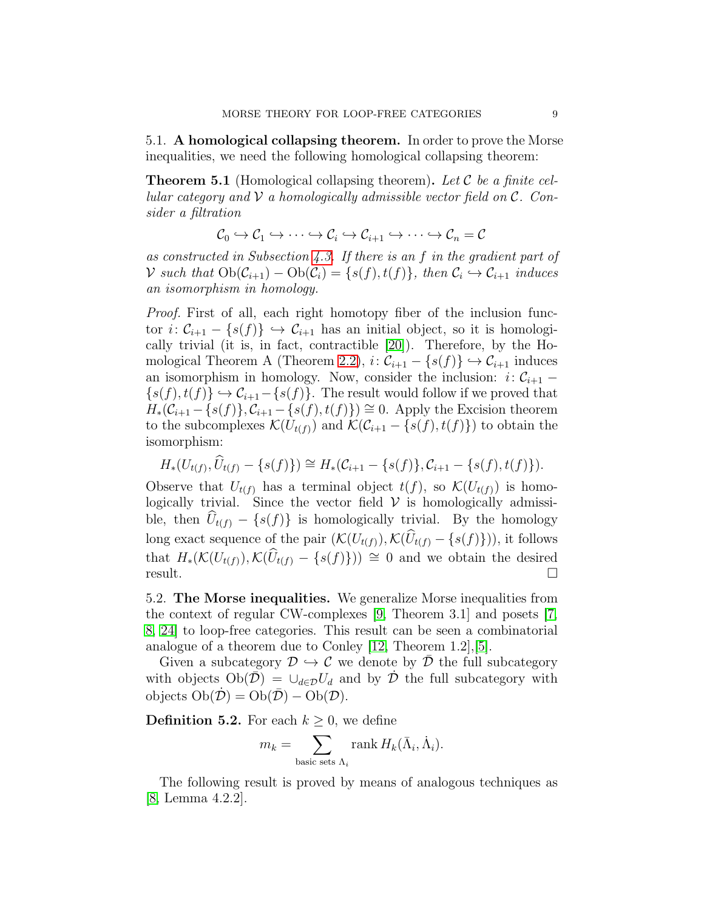### 5.1. A homological collapsing theorem.

In order to prove the Morse inequalities, we need the following homological collapsing theorem:

**Theorem 5.1** (Homological collapsing theorem)**.** *Let $\mathcal{C}$ be a finite cellular category and $\mathcal{V}$ a homologically admissible vector field on $\mathcal{C}$. Consider a filtration*

$$\mathcal{C}_0 \hookrightarrow \mathcal{C}_1 \hookrightarrow \cdots \hookrightarrow \mathcal{C}_i \hookrightarrow \mathcal{C}_{i+1} \hookrightarrow \cdots \hookrightarrow \mathcal{C}_n = \mathcal{C}$$

*as constructed in Subsection 4.3. If there is an $f$ in the gradient part of $\mathcal{V}$ such that $\mathrm{Ob}(\mathcal{C}_{i+1}) - \mathrm{Ob}(\mathcal{C}_i) = \{s(f), t(f)\}$, then $\mathcal{C}_i \hookrightarrow \mathcal{C}_{i+1}$ induces an isomorphism in homology.*

*Proof.* First of all, each right homotopy fiber of the inclusion functor $i\colon \mathcal{C}_{i+1} - \{s(f)\} \hookrightarrow \mathcal{C}_{i+1}$ has an initial object, so it is homologically trivial (it is, in fact, contractible [20]). Therefore, by the Homological Theorem A (Theorem 2.2), $i\colon \mathcal{C}_{i+1} - \{s(f)\} \hookrightarrow \mathcal{C}_{i+1}$ induces an isomorphism in homology. Now, consider the inclusion: $i\colon \mathcal{C}_{i+1} - \{s(f), t(f)\} \hookrightarrow \mathcal{C}_{i+1} - \{s(f)\}$. The result would follow if we proved that $H_*(\mathcal{C}_{i+1} - \{s(f)\}, \mathcal{C}_{i+1} - \{s(f), t(f)\}) \cong 0$. Apply the Excision theorem to the subcomplexes $\mathcal{K}(U_{t(f)})$ and $\mathcal{K}(\mathcal{C}_{i+1} - \{s(f), t(f)\})$ to obtain the isomorphism:

$$H_*(U_{t(f)}, \widehat{U}_{t(f)} - \{s(f)\}) \cong H_*(\mathcal{C}_{i+1} - \{s(f)\}, \mathcal{C}_{i+1} - \{s(f), t(f)\}).$$

Observe that $U_{t(f)}$ has a terminal object $t(f)$, so $\mathcal{K}(U_{t(f)})$ is homologically trivial. Since the vector field $\mathcal{V}$ is homologically admissible, then $\widehat{U}_{t(f)} - \{s(f)\}$ is homologically trivial. By the homology long exact sequence of the pair $(\mathcal{K}(U_{t(f)}), \mathcal{K}(\widehat{U}_{t(f)} - \{s(f)\}))$, it follows that $H_*(\mathcal{K}(U_{t(f)}), \mathcal{K}(\widehat{U}_{t(f)} - \{s(f)\})) \cong 0$ and we obtain the desired result. $\square$

### 5.2. The Morse inequalities.

We generalize Morse inequalities from the context of regular CW-complexes [9, Theorem 3.1] and posets [7, 8, 24] to loop-free categories. This result can be seen a combinatorial analogue of a theorem due to Conley [12, Theorem 1.2],[5].

Given a subcategory $\mathcal{D} \hookrightarrow \mathcal{C}$ we denote by $\bar{\mathcal{D}}$ the full subcategory with objects $\mathrm{Ob}(\bar{\mathcal{D}}) = \cup_{d \in \mathcal{D}} U_d$ and by $\dot{\mathcal{D}}$ the full subcategory with objects $\mathrm{Ob}(\dot{\mathcal{D}}) = \mathrm{Ob}(\bar{\mathcal{D}}) - \mathrm{Ob}(\mathcal{D})$.

**Definition 5.2.** For each $k \geq 0$, we define

$$m_k = \sum_{\text{basic sets } \Lambda_i} \operatorname{rank} H_k(\bar{\Lambda}_i, \dot{\Lambda}_i).$$

The following result is proved by means of analogous techniques as [8, Lemma 4.2.2].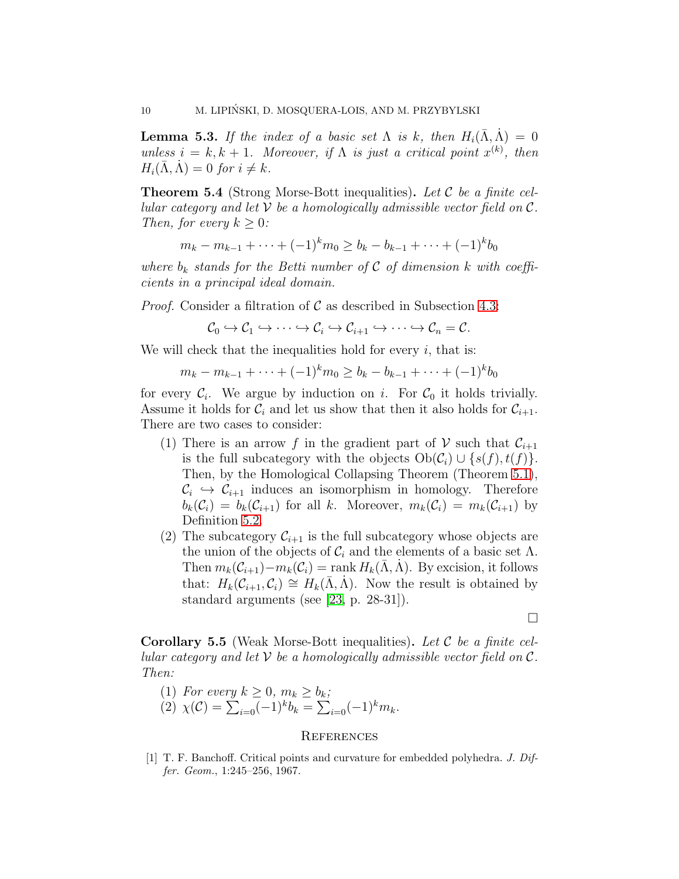**Lemma 5.3.** *If the index of a basic set $\Lambda$ is $k$, then $H_i(\bar{\Lambda}, \dot{\Lambda}) = 0$ unless $i = k, k+1$. Moreover, if $\Lambda$ is just a critical point $x^{(k)}$, then $H_i(\bar{\Lambda}, \dot{\Lambda}) = 0$ for $i \neq k$.*

**Theorem 5.4** (Strong Morse-Bott inequalities)**.** *Let $\mathcal{C}$ be a finite cellular category and let $\mathcal{V}$ be a homologically admissible vector field on $\mathcal{C}$. Then, for every $k \geq 0$:*

$$m_k - m_{k-1} + \cdots + (-1)^k m_0 \geq b_k - b_{k-1} + \cdots + (-1)^k b_0$$

*where $b_k$ stands for the Betti number of $\mathcal{C}$ of dimension $k$ with coefficients in a principal ideal domain.*

*Proof.* Consider a filtration of $\mathcal{C}$ as described in Subsection 4.3:

$$\mathcal{C}_0 \hookrightarrow \mathcal{C}_1 \hookrightarrow \cdots \hookrightarrow \mathcal{C}_i \hookrightarrow \mathcal{C}_{i+1} \hookrightarrow \cdots \hookrightarrow \mathcal{C}_n = \mathcal{C}.$$

We will check that the inequalities hold for every $i$, that is:

$$m_k - m_{k-1} + \cdots + (-1)^k m_0 \geq b_k - b_{k-1} + \cdots + (-1)^k b_0$$

for every $\mathcal{C}_i$. We argue by induction on $i$. For $\mathcal{C}_0$ it holds trivially. Assume it holds for $\mathcal{C}_i$ and let us show that then it also holds for $\mathcal{C}_{i+1}$. There are two cases to consider:

1. There is an arrow $f$ in the gradient part of $\mathcal{V}$ such that $\mathcal{C}_{i+1}$ is the full subcategory with the objects $\mathrm{Ob}(\mathcal{C}_i) \cup \{s(f), t(f)\}$. Then, by the Homological Collapsing Theorem (Theorem 5.1), $\mathcal{C}_i \hookrightarrow \mathcal{C}_{i+1}$ induces an isomorphism in homology. Therefore $b_k(\mathcal{C}_i) = b_k(\mathcal{C}_{i+1})$ for all $k$. Moreover, $m_k(\mathcal{C}_i) = m_k(\mathcal{C}_{i+1})$ by Definition 5.2.
2. The subcategory $\mathcal{C}_{i+1}$ is the full subcategory whose objects are the union of the objects of $\mathcal{C}_i$ and the elements of a basic set $\Lambda$. Then $m_k(\mathcal{C}_{i+1}) - m_k(\mathcal{C}_i) = \operatorname{rank} H_k(\bar{\Lambda}, \dot{\Lambda})$. By excision, it follows that: $H_k(\mathcal{C}_{i+1}, \mathcal{C}_i) \cong H_k(\bar{\Lambda}, \dot{\Lambda})$. Now the result is obtained by standard arguments (see [23, p. 28-31]).

□

**Corollary 5.5** (Weak Morse-Bott inequalities)**.** *Let $\mathcal{C}$ be a finite cellular category and let $\mathcal{V}$ be a homologically admissible vector field on $\mathcal{C}$. Then:*

1. *For every $k \geq 0$, $m_k \geq b_k$;*
2. *$\chi(\mathcal{C}) = \sum_{i=0}(-1)^k b_k = \sum_{i=0}(-1)^k m_k$.*

## References

[1] T. F. Banchoff. Critical points and curvature for embedded polyhedra. *J. Differ. Geom.*, 1:245–256, 1967.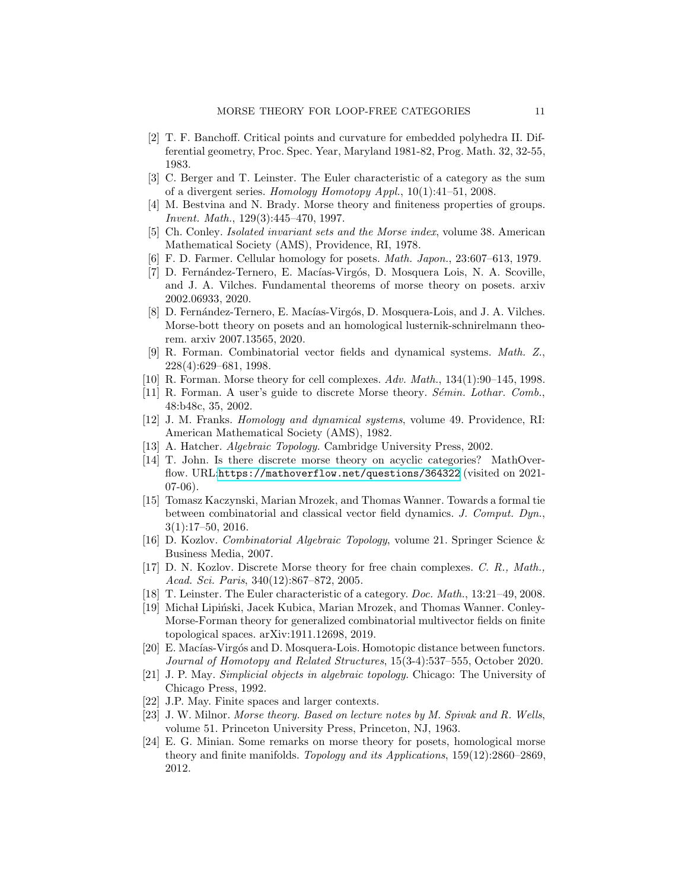[2] T. F. Banchoff. Critical points and curvature for embedded polyhedra II. Differential geometry, Proc. Spec. Year, Maryland 1981-82, Prog. Math. 32, 32-55, 1983.

[3] C. Berger and T. Leinster. The Euler characteristic of a category as the sum of a divergent series. *Homology Homotopy Appl.*, 10(1):41–51, 2008.

[4] M. Bestvina and N. Brady. Morse theory and finiteness properties of groups. *Invent. Math.*, 129(3):445–470, 1997.

[5] Ch. Conley. *Isolated invariant sets and the Morse index*, volume 38. American Mathematical Society (AMS), Providence, RI, 1978.

[6] F. D. Farmer. Cellular homology for posets. *Math. Japon.*, 23:607–613, 1979.

[7] D. Fernández-Ternero, E. Macías-Virgós, D. Mosquera Lois, N. A. Scoville, and J. A. Vilches. Fundamental theorems of morse theory on posets. arxiv 2002.06933, 2020.

[8] D. Fernández-Ternero, E. Macías-Virgós, D. Mosquera-Lois, and J. A. Vilches. Morse-bott theory on posets and an homological lusternik-schnirelmann theorem. arxiv 2007.13565, 2020.

[9] R. Forman. Combinatorial vector fields and dynamical systems. *Math. Z.*, 228(4):629–681, 1998.

[10] R. Forman. Morse theory for cell complexes. *Adv. Math.*, 134(1):90–145, 1998.

[11] R. Forman. A user's guide to discrete Morse theory. *Sémin. Lothar. Comb.*, 48:b48c, 35, 2002.

[12] J. M. Franks. *Homology and dynamical systems*, volume 49. Providence, RI: American Mathematical Society (AMS), 1982.

[13] A. Hatcher. *Algebraic Topology.* Cambridge University Press, 2002.

[14] T. John. Is there discrete morse theory on acyclic categories? MathOverflow. URL:https://mathoverflow.net/questions/364322 (visited on 2021-07-06).

[15] Tomasz Kaczynski, Marian Mrozek, and Thomas Wanner. Towards a formal tie between combinatorial and classical vector field dynamics. *J. Comput. Dyn.*, 3(1):17–50, 2016.

[16] D. Kozlov. *Combinatorial Algebraic Topology*, volume 21. Springer Science & Business Media, 2007.

[17] D. N. Kozlov. Discrete Morse theory for free chain complexes. *C. R., Math., Acad. Sci. Paris*, 340(12):867–872, 2005.

[18] T. Leinster. The Euler characteristic of a category. *Doc. Math.*, 13:21–49, 2008.

[19] Michał Lipiński, Jacek Kubica, Marian Mrozek, and Thomas Wanner. Conley-Morse-Forman theory for generalized combinatorial multivector fields on finite topological spaces. arXiv:1911.12698, 2019.

[20] E. Macías-Virgós and D. Mosquera-Lois. Homotopic distance between functors. *Journal of Homotopy and Related Structures*, 15(3-4):537–555, October 2020.

[21] J. P. May. *Simplicial objects in algebraic topology.* Chicago: The University of Chicago Press, 1992.

[22] J.P. May. Finite spaces and larger contexts.

[23] J. W. Milnor. *Morse theory. Based on lecture notes by M. Spivak and R. Wells*, volume 51. Princeton University Press, Princeton, NJ, 1963.

[24] E. G. Minian. Some remarks on morse theory for posets, homological morse theory and finite manifolds. *Topology and its Applications*, 159(12):2860–2869, 2012.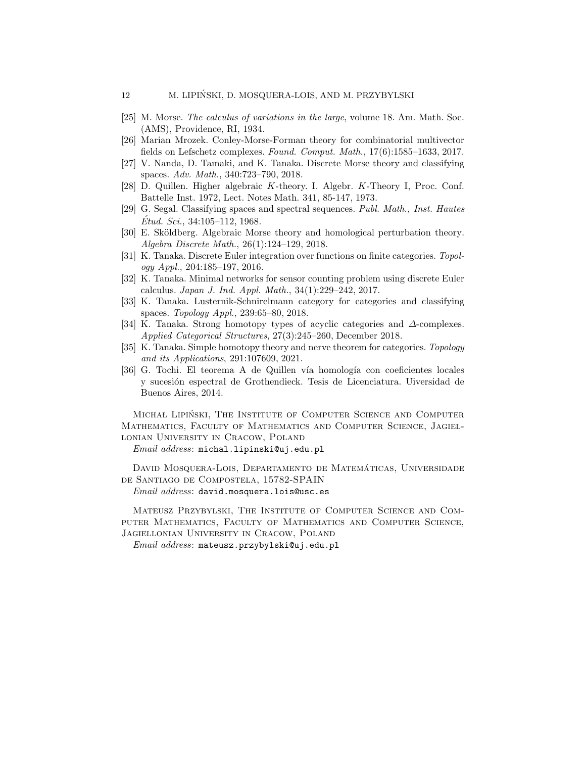[25] M. Morse. *The calculus of variations in the large*, volume 18. Am. Math. Soc. (AMS), Providence, RI, 1934.

[26] Marian Mrozek. Conley-Morse-Forman theory for combinatorial multivector fields on Lefschetz complexes. *Found. Comput. Math.*, 17(6):1585–1633, 2017.

[27] V. Nanda, D. Tamaki, and K. Tanaka. Discrete Morse theory and classifying spaces. *Adv. Math.*, 340:723–790, 2018.

[28] D. Quillen. Higher algebraic $K$-theory. I. Algebr. $K$-Theory I, Proc. Conf. Battelle Inst. 1972, Lect. Notes Math. 341, 85-147, 1973.

[29] G. Segal. Classifying spaces and spectral sequences. *Publ. Math., Inst. Hautes Étud. Sci.*, 34:105–112, 1968.

[30] E. Sköldberg. Algebraic Morse theory and homological perturbation theory. *Algebra Discrete Math.*, 26(1):124–129, 2018.

[31] K. Tanaka. Discrete Euler integration over functions on finite categories. *Topology Appl.*, 204:185–197, 2016.

[32] K. Tanaka. Minimal networks for sensor counting problem using discrete Euler calculus. *Japan J. Ind. Appl. Math.*, 34(1):229–242, 2017.

[33] K. Tanaka. Lusternik-Schnirelmann category for categories and classifying spaces. *Topology Appl.*, 239:65–80, 2018.

[34] K. Tanaka. Strong homotopy types of acyclic categories and $\Delta$-complexes. *Applied Categorical Structures*, 27(3):245–260, December 2018.

[35] K. Tanaka. Simple homotopy theory and nerve theorem for categories. *Topology and its Applications*, 291:107609, 2021.

[36] G. Tochi. El teorema A de Quillen vía homología con coeficientes locales y sucesión espectral de Grothendieck. Tesis de Licenciatura. Uiversidad de Buenos Aires, 2014.

Michał Lipiński, The Institute of Computer Science and Computer Mathematics, Faculty of Mathematics and Computer Science, Jagiellonian University in Cracow, Poland

*Email address*: michal.lipinski@uj.edu.pl

David Mosquera-Lois, Departamento de Matemáticas, Universidade de Santiago de Compostela, 15782-SPAIN

*Email address*: david.mosquera.lois@usc.es

Mateusz Przybylski, The Institute of Computer Science and Computer Mathematics, Faculty of Mathematics and Computer Science, Jagiellonian University in Cracow, Poland

*Email address*: mateusz.przybylski@uj.edu.pl